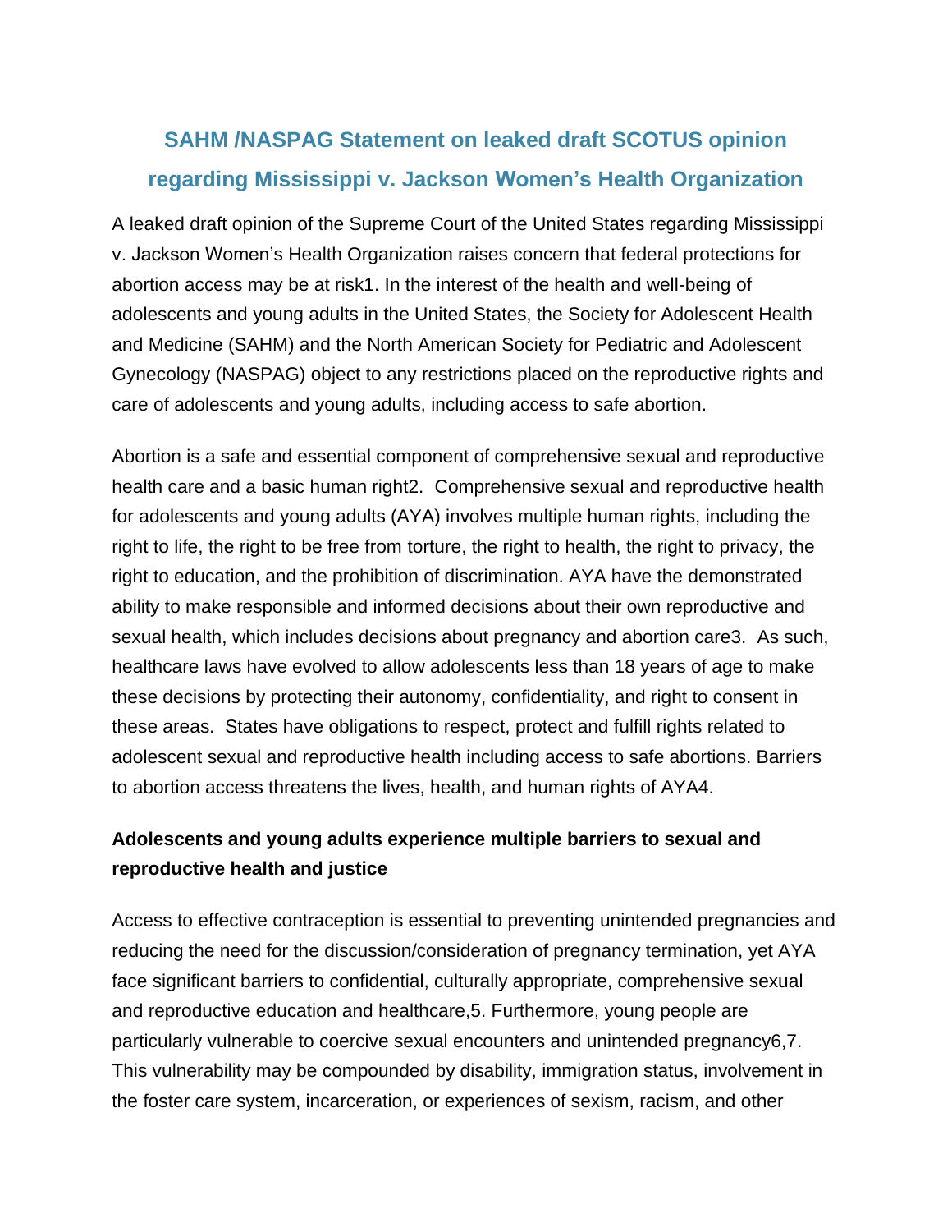# SAHM /NASPAG Statement on leaked draft SCOTUS opinion regarding Mississippi v. Jackson Women's Health Organization

A leaked draft opinion of the Supreme Court of the United States regarding Mississippi v. Jackson Women's Health Organization raises concern that federal protections for abortion access may be at risk[1]. In the interest of the health and well-being of adolescents and young adults in the United States, the Society for Adolescent Health and Medicine (SAHM) and the North American Society for Pediatric and Adolescent Gynecology (NASPAG) object to any restrictions placed on the reproductive rights and care of adolescents and young adults, including access to safe abortion.

Abortion is a safe and essential component of comprehensive sexual and reproductive health care and a basic human right[2]. Comprehensive sexual and reproductive health for adolescents and young adults (AYA) involves multiple human rights, including the right to life, the right to be free from torture, the right to health, the right to privacy, the right to education, and the prohibition of discrimination. AYA have the demonstrated ability to make responsible and informed decisions about their own reproductive and sexual health, which includes decisions about pregnancy and abortion care[3]. As such, healthcare laws have evolved to allow adolescents less than 18 years of age to make these decisions by protecting their autonomy, confidentiality, and right to consent in these areas. States have obligations to respect, protect and fulfill rights related to adolescent sexual and reproductive health including access to safe abortions. Barriers to abortion access threatens the lives, health, and human rights of AYA[4].

**Adolescents and young adults experience multiple barriers to sexual and reproductive health and justice**

Access to effective contraception is essential to preventing unintended pregnancies and reducing the need for the discussion/consideration of pregnancy termination, yet AYA face significant barriers to confidential, culturally appropriate, comprehensive sexual and reproductive education and healthcare,[5]. Furthermore, young people are particularly vulnerable to coercive sexual encounters and unintended pregnancy[6,7]. This vulnerability may be compounded by disability, immigration status, involvement in the foster care system, incarceration, or experiences of sexism, racism, and other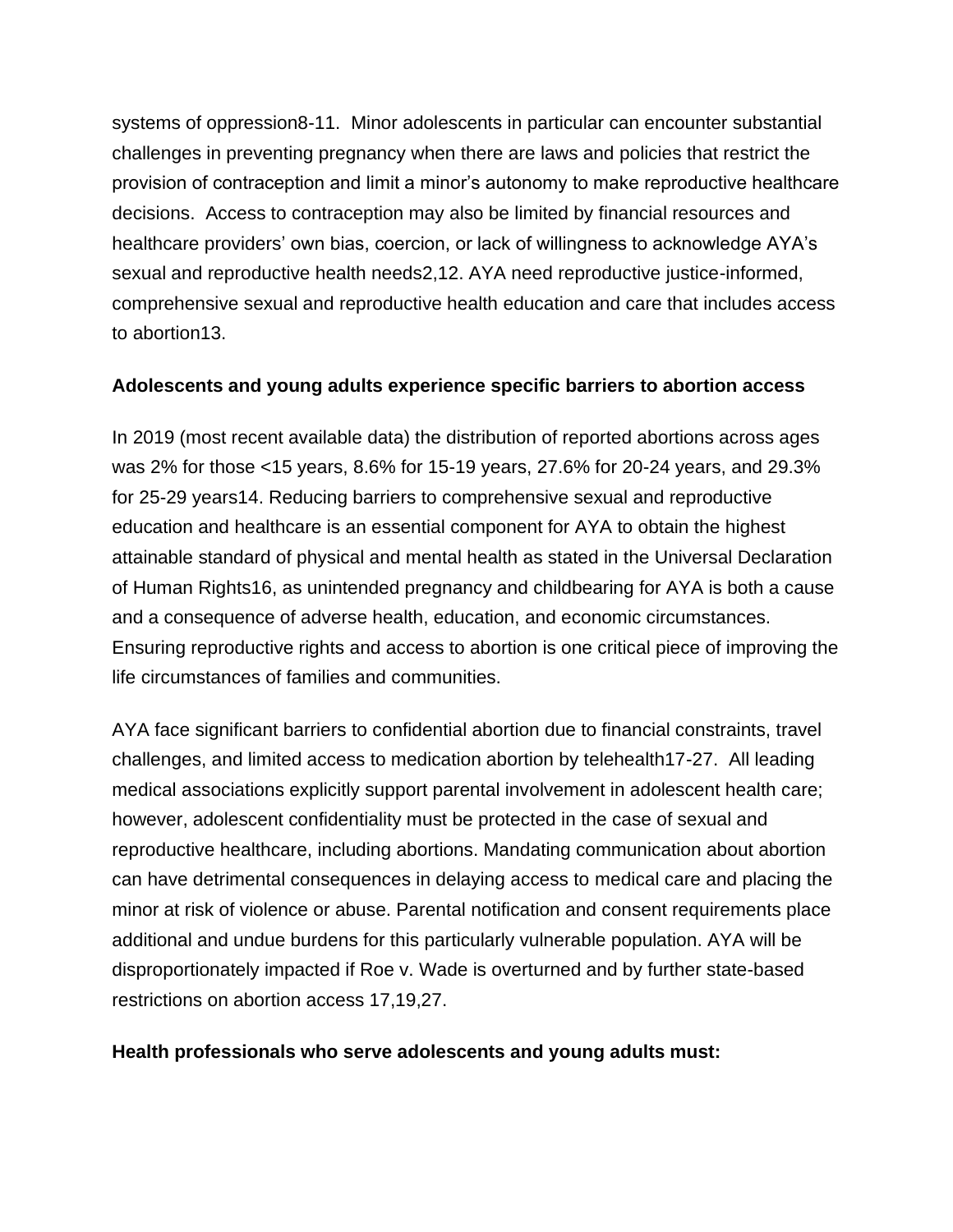systems of oppression[8-11]. Minor adolescents in particular can encounter substantial challenges in preventing pregnancy when there are laws and policies that restrict the provision of contraception and limit a minor's autonomy to make reproductive healthcare decisions. Access to contraception may also be limited by financial resources and healthcare providers' own bias, coercion, or lack of willingness to acknowledge AYA's sexual and reproductive health needs[2,12]. AYA need reproductive justice-informed, comprehensive sexual and reproductive health education and care that includes access to abortion[13].

**Adolescents and young adults experience specific barriers to abortion access**

In 2019 (most recent available data) the distribution of reported abortions across ages was 2% for those <15 years, 8.6% for 15-19 years, 27.6% for 20-24 years, and 29.3% for 25-29 years[14]. Reducing barriers to comprehensive sexual and reproductive education and healthcare is an essential component for AYA to obtain the highest attainable standard of physical and mental health as stated in the Universal Declaration of Human Rights[16], as unintended pregnancy and childbearing for AYA is both a cause and a consequence of adverse health, education, and economic circumstances. Ensuring reproductive rights and access to abortion is one critical piece of improving the life circumstances of families and communities.

AYA face significant barriers to confidential abortion due to financial constraints, travel challenges, and limited access to medication abortion by telehealth[17-27]. All leading medical associations explicitly support parental involvement in adolescent health care; however, adolescent confidentiality must be protected in the case of sexual and reproductive healthcare, including abortions. Mandating communication about abortion can have detrimental consequences in delaying access to medical care and placing the minor at risk of violence or abuse. Parental notification and consent requirements place additional and undue burdens for this particularly vulnerable population. AYA will be disproportionately impacted if Roe v. Wade is overturned and by further state-based restrictions on abortion access [17,19,27].

**Health professionals who serve adolescents and young adults must:**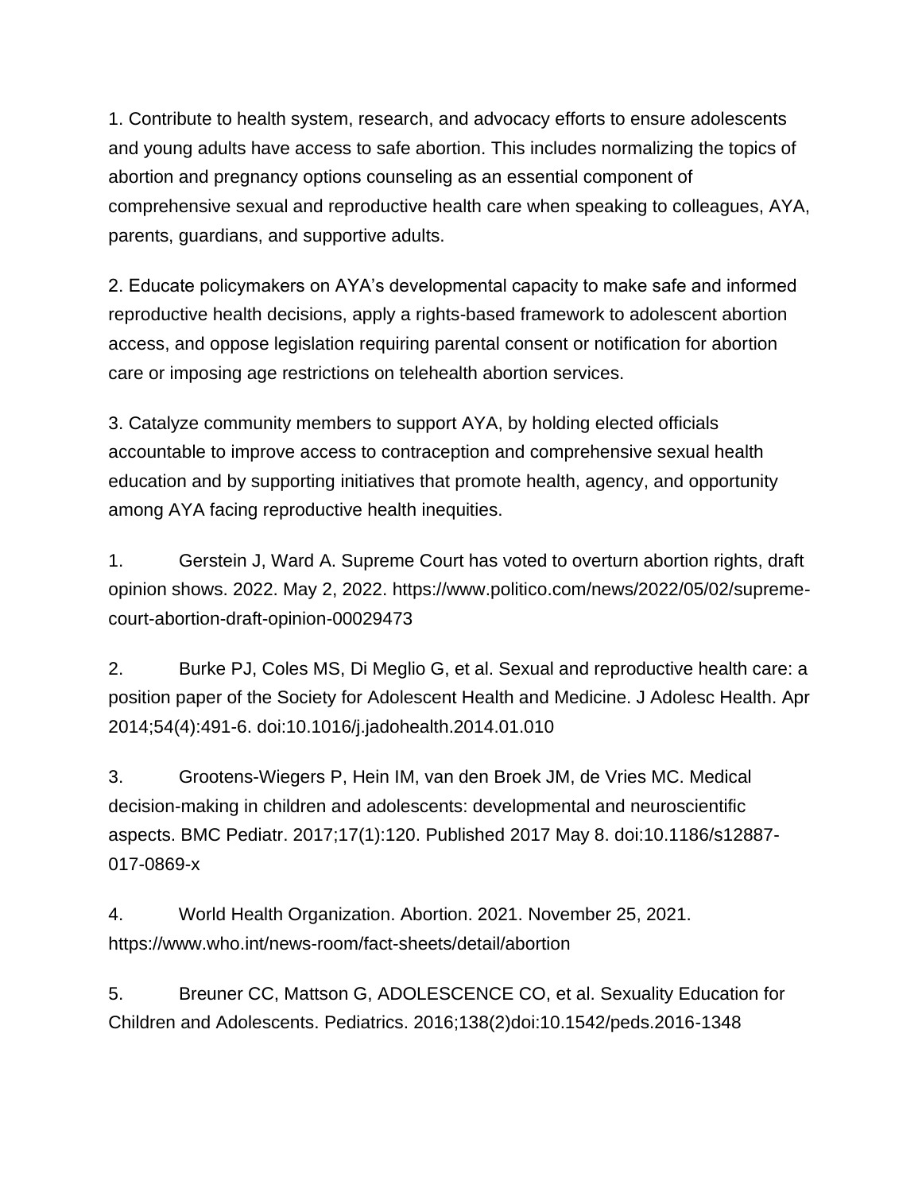1. Contribute to health system, research, and advocacy efforts to ensure adolescents and young adults have access to safe abortion. This includes normalizing the topics of abortion and pregnancy options counseling as an essential component of comprehensive sexual and reproductive health care when speaking to colleagues, AYA, parents, guardians, and supportive adults.

2. Educate policymakers on AYA's developmental capacity to make safe and informed reproductive health decisions, apply a rights-based framework to adolescent abortion access, and oppose legislation requiring parental consent or notification for abortion care or imposing age restrictions on telehealth abortion services.

3. Catalyze community members to support AYA, by holding elected officials accountable to improve access to contraception and comprehensive sexual health education and by supporting initiatives that promote health, agency, and opportunity among AYA facing reproductive health inequities.

1. Gerstein J, Ward A. Supreme Court has voted to overturn abortion rights, draft opinion shows. 2022. May 2, 2022. https://www.politico.com/news/2022/05/02/supreme-court-abortion-draft-opinion-00029473

2. Burke PJ, Coles MS, Di Meglio G, et al. Sexual and reproductive health care: a position paper of the Society for Adolescent Health and Medicine. J Adolesc Health. Apr 2014;54(4):491-6. doi:10.1016/j.jadohealth.2014.01.010

3. Grootens-Wiegers P, Hein IM, van den Broek JM, de Vries MC. Medical decision-making in children and adolescents: developmental and neuroscientific aspects. BMC Pediatr. 2017;17(1):120. Published 2017 May 8. doi:10.1186/s12887-017-0869-x

4. World Health Organization. Abortion. 2021. November 25, 2021. https://www.who.int/news-room/fact-sheets/detail/abortion

5. Breuner CC, Mattson G, ADOLESCENCE CO, et al. Sexuality Education for Children and Adolescents. Pediatrics. 2016;138(2)doi:10.1542/peds.2016-1348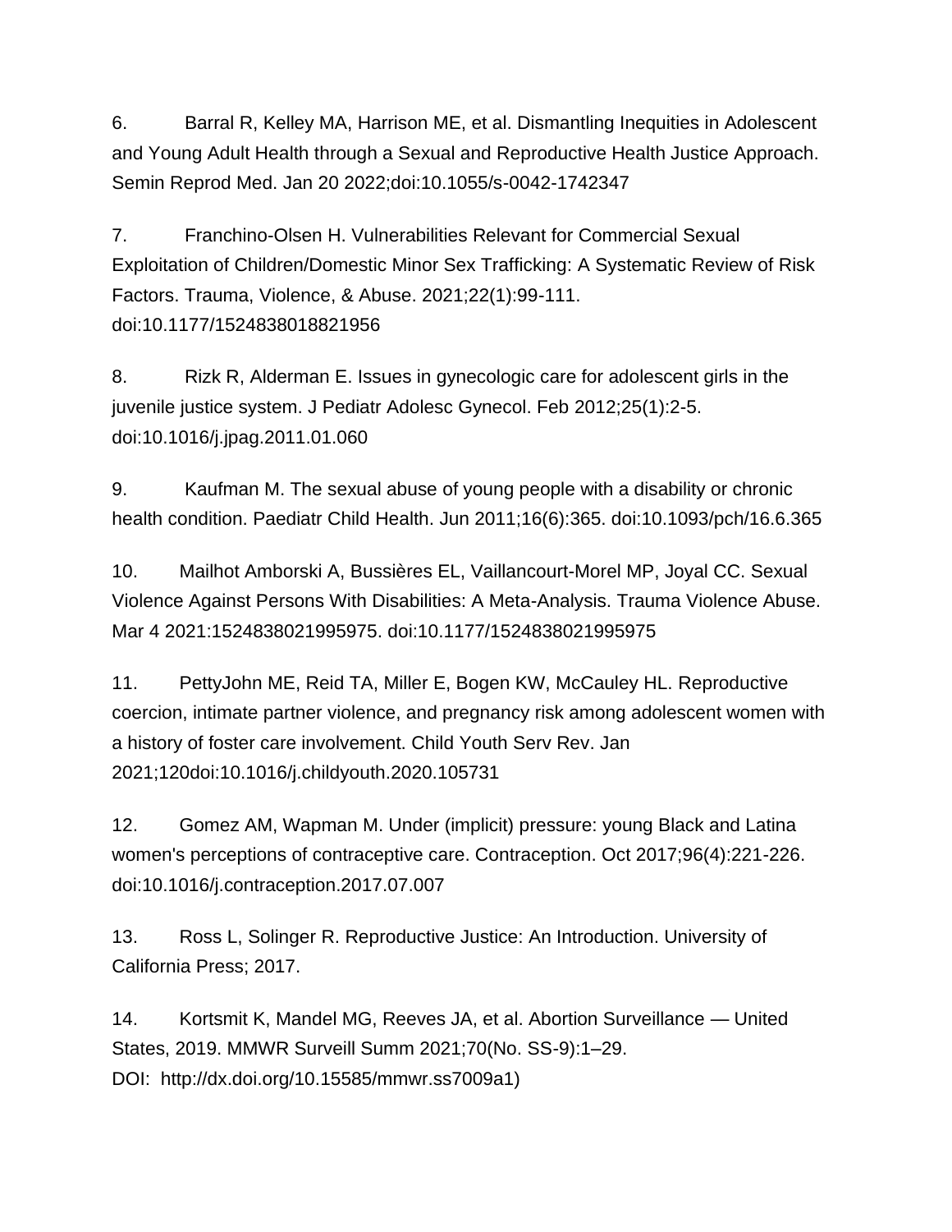6. Barral R, Kelley MA, Harrison ME, et al. Dismantling Inequities in Adolescent and Young Adult Health through a Sexual and Reproductive Health Justice Approach. Semin Reprod Med. Jan 20 2022;doi:10.1055/s-0042-1742347

7. Franchino-Olsen H. Vulnerabilities Relevant for Commercial Sexual Exploitation of Children/Domestic Minor Sex Trafficking: A Systematic Review of Risk Factors. Trauma, Violence, & Abuse. 2021;22(1):99-111. doi:10.1177/1524838018821956

8. Rizk R, Alderman E. Issues in gynecologic care for adolescent girls in the juvenile justice system. J Pediatr Adolesc Gynecol. Feb 2012;25(1):2-5. doi:10.1016/j.jpag.2011.01.060

9. Kaufman M. The sexual abuse of young people with a disability or chronic health condition. Paediatr Child Health. Jun 2011;16(6):365. doi:10.1093/pch/16.6.365

10. Mailhot Amborski A, Bussières EL, Vaillancourt-Morel MP, Joyal CC. Sexual Violence Against Persons With Disabilities: A Meta-Analysis. Trauma Violence Abuse. Mar 4 2021:1524838021995975. doi:10.1177/1524838021995975

11. PettyJohn ME, Reid TA, Miller E, Bogen KW, McCauley HL. Reproductive coercion, intimate partner violence, and pregnancy risk among adolescent women with a history of foster care involvement. Child Youth Serv Rev. Jan 2021;120doi:10.1016/j.childyouth.2020.105731

12. Gomez AM, Wapman M. Under (implicit) pressure: young Black and Latina women's perceptions of contraceptive care. Contraception. Oct 2017;96(4):221-226. doi:10.1016/j.contraception.2017.07.007

13. Ross L, Solinger R. Reproductive Justice: An Introduction. University of California Press; 2017.

14. Kortsmit K, Mandel MG, Reeves JA, et al. Abortion Surveillance — United States, 2019. MMWR Surveill Summ 2021;70(No. SS-9):1–29. DOI: http://dx.doi.org/10.15585/mmwr.ss7009a1)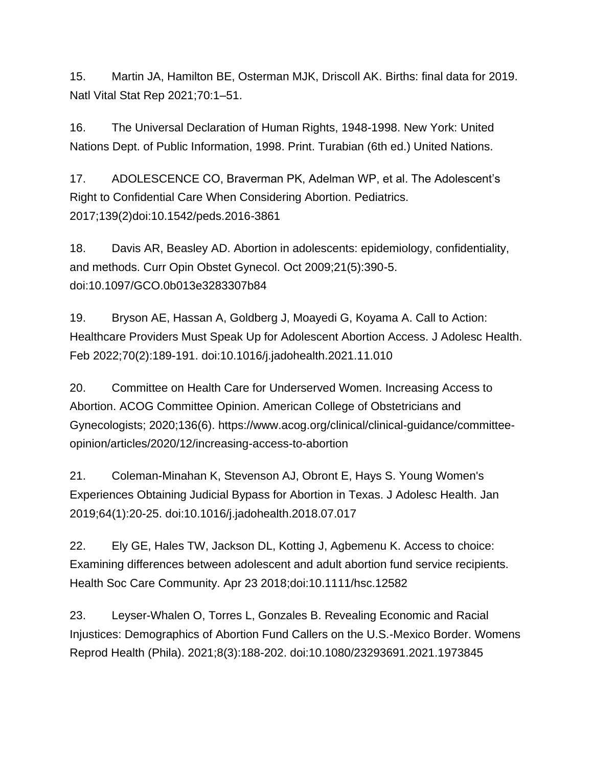15. Martin JA, Hamilton BE, Osterman MJK, Driscoll AK. Births: final data for 2019. Natl Vital Stat Rep 2021;70:1–51.

16. The Universal Declaration of Human Rights, 1948-1998. New York: United Nations Dept. of Public Information, 1998. Print. Turabian (6th ed.) United Nations.

17. ADOLESCENCE CO, Braverman PK, Adelman WP, et al. The Adolescent's Right to Confidential Care When Considering Abortion. Pediatrics. 2017;139(2)doi:10.1542/peds.2016-3861

18. Davis AR, Beasley AD. Abortion in adolescents: epidemiology, confidentiality, and methods. Curr Opin Obstet Gynecol. Oct 2009;21(5):390-5. doi:10.1097/GCO.0b013e3283307b84

19. Bryson AE, Hassan A, Goldberg J, Moayedi G, Koyama A. Call to Action: Healthcare Providers Must Speak Up for Adolescent Abortion Access. J Adolesc Health. Feb 2022;70(2):189-191. doi:10.1016/j.jadohealth.2021.11.010

20. Committee on Health Care for Underserved Women. Increasing Access to Abortion. ACOG Committee Opinion. American College of Obstetricians and Gynecologists; 2020;136(6). https://www.acog.org/clinical/clinical-guidance/committee-opinion/articles/2020/12/increasing-access-to-abortion

21. Coleman-Minahan K, Stevenson AJ, Obront E, Hays S. Young Women's Experiences Obtaining Judicial Bypass for Abortion in Texas. J Adolesc Health. Jan 2019;64(1):20-25. doi:10.1016/j.jadohealth.2018.07.017

22. Ely GE, Hales TW, Jackson DL, Kotting J, Agbemenu K. Access to choice: Examining differences between adolescent and adult abortion fund service recipients. Health Soc Care Community. Apr 23 2018;doi:10.1111/hsc.12582

23. Leyser-Whalen O, Torres L, Gonzales B. Revealing Economic and Racial Injustices: Demographics of Abortion Fund Callers on the U.S.-Mexico Border. Womens Reprod Health (Phila). 2021;8(3):188-202. doi:10.1080/23293691.2021.1973845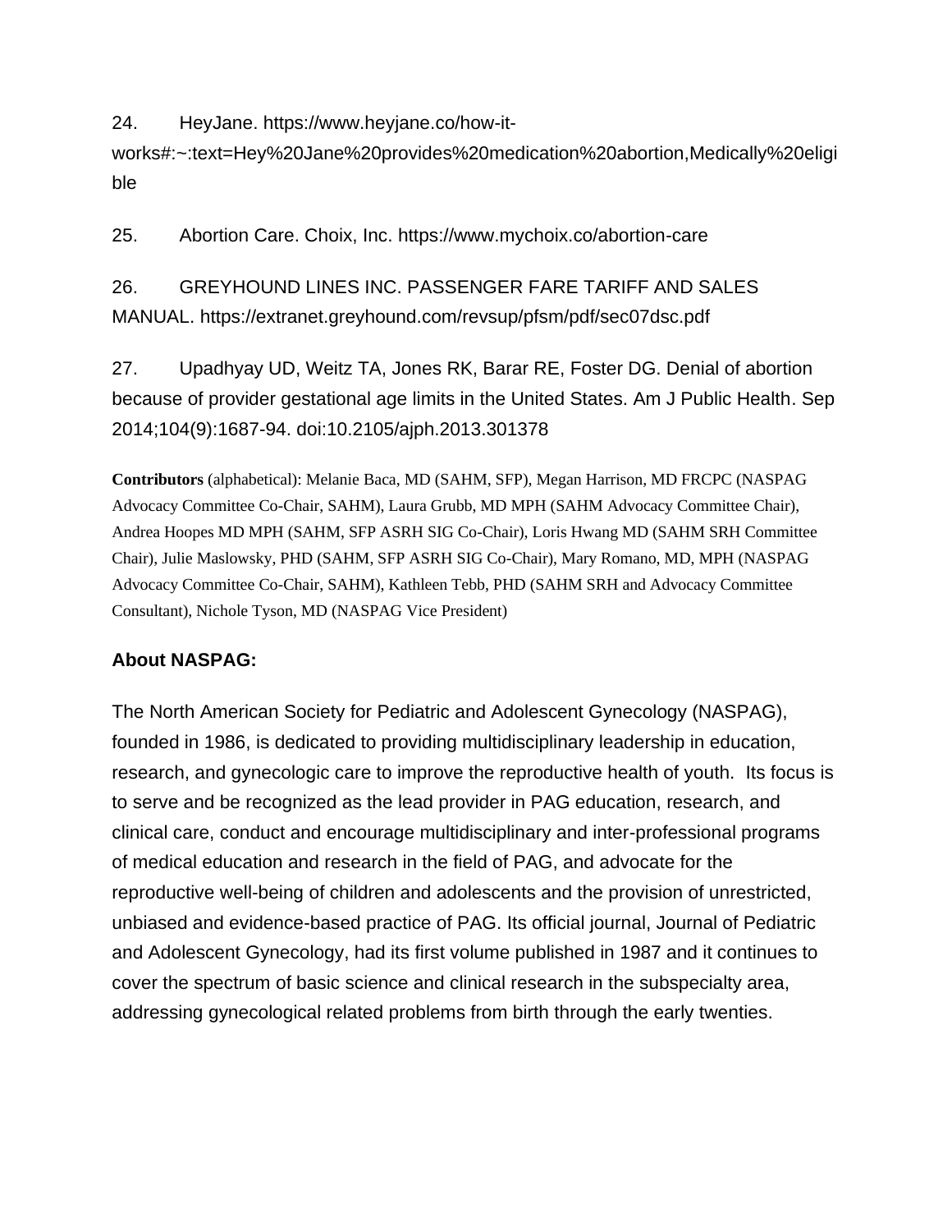24. HeyJane. https://www.heyjane.co/how-it-works#:~:text=Hey%20Jane%20provides%20medication%20abortion,Medically%20eligible

25. Abortion Care. Choix, Inc. https://www.mychoix.co/abortion-care

26. GREYHOUND LINES INC. PASSENGER FARE TARIFF AND SALES MANUAL. https://extranet.greyhound.com/revsup/pfsm/pdf/sec07dsc.pdf

27. Upadhyay UD, Weitz TA, Jones RK, Barar RE, Foster DG. Denial of abortion because of provider gestational age limits in the United States. Am J Public Health. Sep 2014;104(9):1687-94. doi:10.2105/ajph.2013.301378

**Contributors** (alphabetical): Melanie Baca, MD (SAHM, SFP), Megan Harrison, MD FRCPC (NASPAG Advocacy Committee Co-Chair, SAHM), Laura Grubb, MD MPH (SAHM Advocacy Committee Chair), Andrea Hoopes MD MPH (SAHM, SFP ASRH SIG Co-Chair), Loris Hwang MD (SAHM SRH Committee Chair), Julie Maslowsky, PHD (SAHM, SFP ASRH SIG Co-Chair), Mary Romano, MD, MPH (NASPAG Advocacy Committee Co-Chair, SAHM), Kathleen Tebb, PHD (SAHM SRH and Advocacy Committee Consultant), Nichole Tyson, MD (NASPAG Vice President)

**About NASPAG:**

The North American Society for Pediatric and Adolescent Gynecology (NASPAG), founded in 1986, is dedicated to providing multidisciplinary leadership in education, research, and gynecologic care to improve the reproductive health of youth. Its focus is to serve and be recognized as the lead provider in PAG education, research, and clinical care, conduct and encourage multidisciplinary and inter-professional programs of medical education and research in the field of PAG, and advocate for the reproductive well-being of children and adolescents and the provision of unrestricted, unbiased and evidence-based practice of PAG. Its official journal, Journal of Pediatric and Adolescent Gynecology, had its first volume published in 1987 and it continues to cover the spectrum of basic science and clinical research in the subspecialty area, addressing gynecological related problems from birth through the early twenties.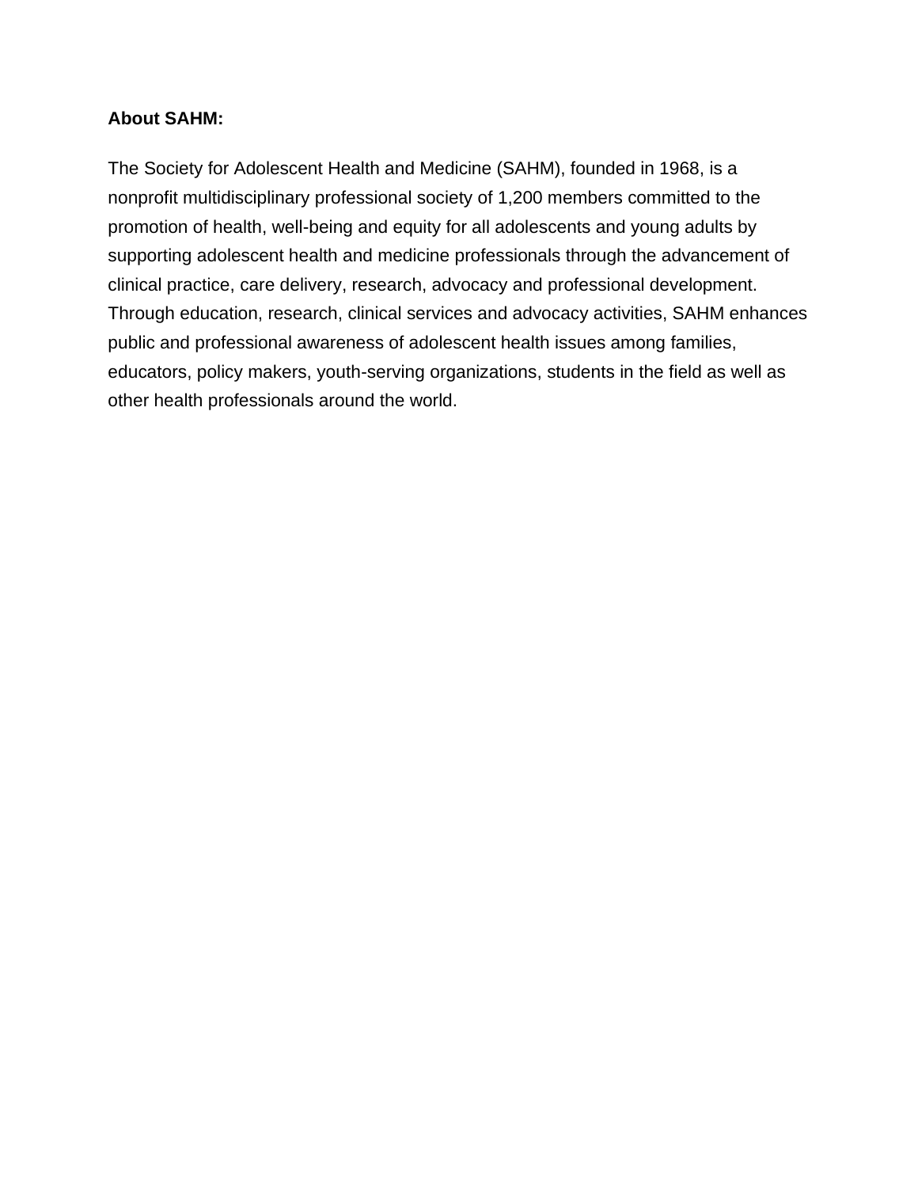**About SAHM:**

The Society for Adolescent Health and Medicine (SAHM), founded in 1968, is a nonprofit multidisciplinary professional society of 1,200 members committed to the promotion of health, well-being and equity for all adolescents and young adults by supporting adolescent health and medicine professionals through the advancement of clinical practice, care delivery, research, advocacy and professional development. Through education, research, clinical services and advocacy activities, SAHM enhances public and professional awareness of adolescent health issues among families, educators, policy makers, youth-serving organizations, students in the field as well as other health professionals around the world.